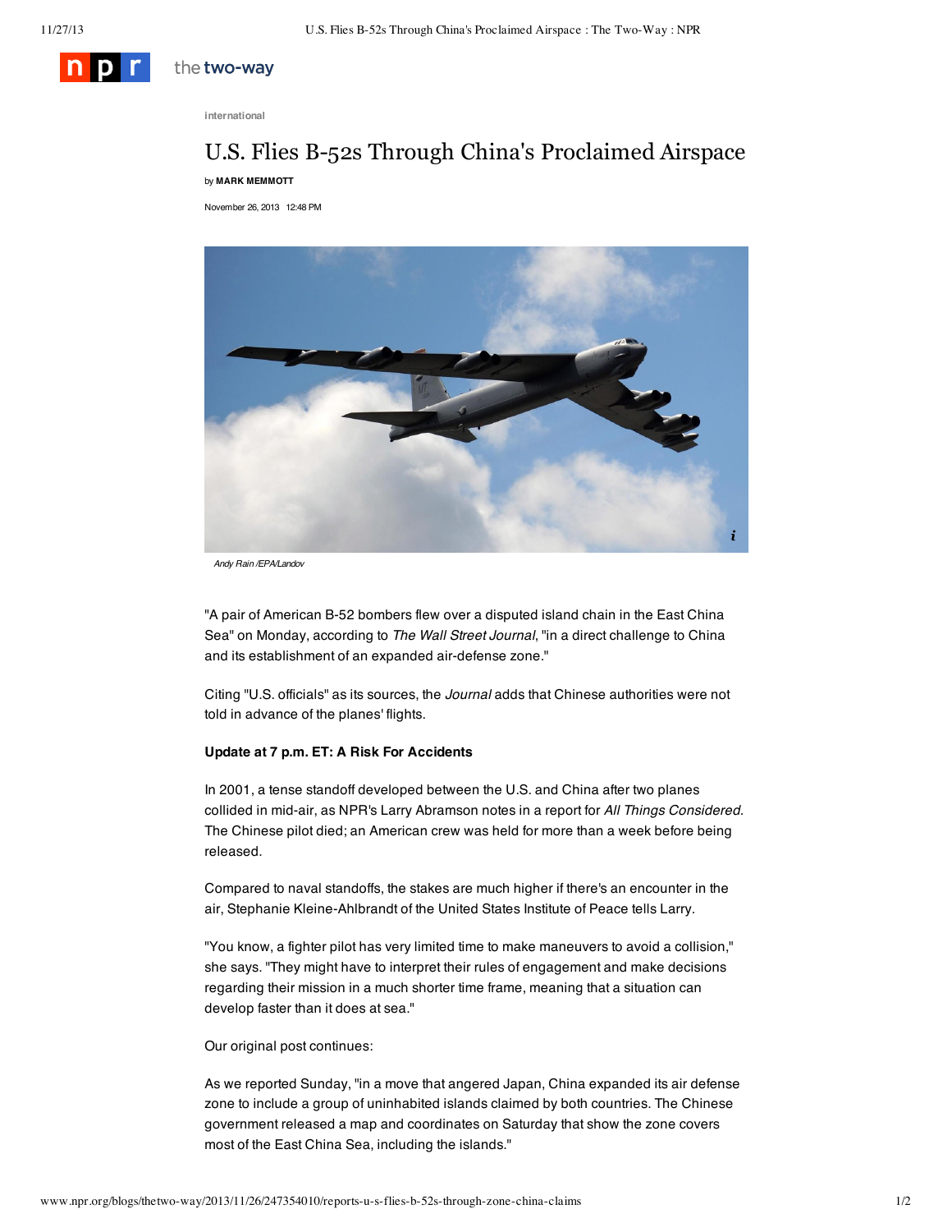international

# U.S. Flies B-52s Through China's Proclaimed Airspace

by **MARK MEMMOTT**

November 26, 2013 12:48 PM

*Andy Rain /EPA/Landov*

"A pair of American B-52 bombers flew over a disputed island chain in the East China Sea" on Monday, according to *The Wall Street Journal*, "in a direct challenge to China and its establishment of an expanded air-defense zone."

Citing "U.S. officials" as its sources, the *Journal* adds that Chinese authorities were not told in advance of the planes' flights.

**Update at 7 p.m. ET: A Risk For Accidents**

In 2001, a tense standoff developed between the U.S. and China after two planes collided in mid-air, as NPR's Larry Abramson notes in a report for *All Things Considered*. The Chinese pilot died; an American crew was held for more than a week before being released.

Compared to naval standoffs, the stakes are much higher if there's an encounter in the air, Stephanie Kleine-Ahlbrandt of the United States Institute of Peace tells Larry.

"You know, a fighter pilot has very limited time to make maneuvers to avoid a collision," she says. "They might have to interpret their rules of engagement and make decisions regarding their mission in a much shorter time frame, meaning that a situation can develop faster than it does at sea."

Our original post continues:

As we reported Sunday, "in a move that angered Japan, China expanded its air defense zone to include a group of uninhabited islands claimed by both countries. The Chinese government released a map and coordinates on Saturday that show the zone covers most of the East China Sea, including the islands."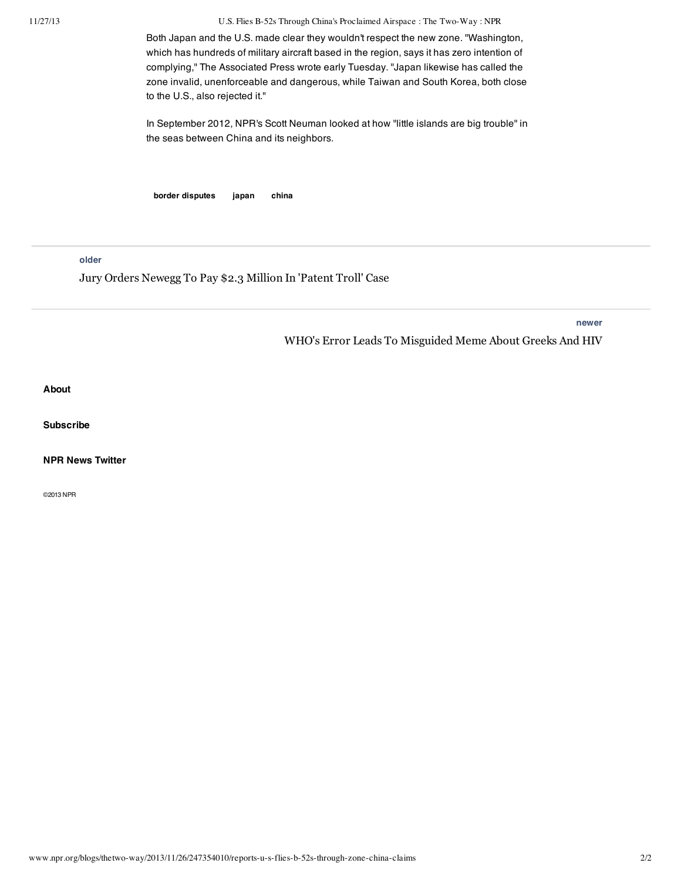Both Japan and the U.S. made clear they wouldn't respect the new zone. "Washington, which has hundreds of military aircraft based in the region, says it has zero intention of complying," The Associated Press wrote early Tuesday. "Japan likewise has called the zone invalid, unenforceable and dangerous, while Taiwan and South Korea, both close to the U.S., also rejected it."

In September 2012, NPR's Scott Neuman looked at how "little islands are big trouble" in the seas between China and its neighbors.

**border disputes** **japan** **china**

**older**

Jury Orders Newegg To Pay $2.3 Million In 'Patent Troll' Case

**newer**

WHO's Error Leads To Misguided Meme About Greeks And HIV

**About**

**Subscribe**

**NPR News Twitter**

©2013 NPR